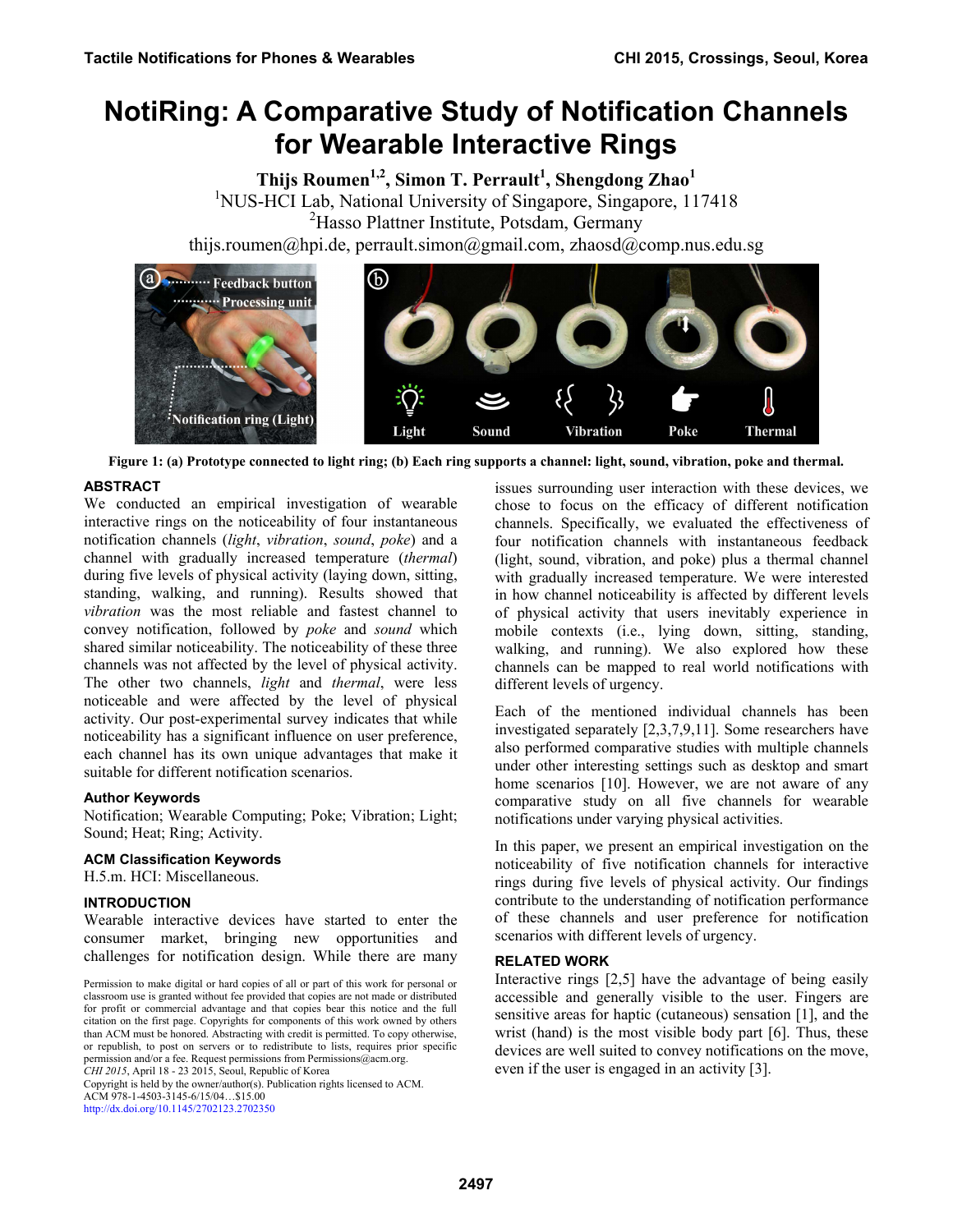# NotiRing: A Comparative Study of Notification Channels for Wearable Interactive Rings

**Thijs Roumen[1,2], Simon T. Perrault[1], Shengdong Zhao[1]**

[1]NUS-HCI Lab, National University of Singapore, Singapore, 117418

[2]Hasso Plattner Institute, Potsdam, Germany

thijs.roumen@hpi.de, perrault.simon@gmail.com, zhaosd@comp.nus.edu.sg

**Figure 1: (a) Prototype connected to light ring; (b) Each ring supports a channel: light, sound, vibration, poke and thermal.**

## ABSTRACT

We conducted an empirical investigation of wearable interactive rings on the noticeability of four instantaneous notification channels (*light*, *vibration*, *sound*, *poke*) and a channel with gradually increased temperature (*thermal*) during five levels of physical activity (laying down, sitting, standing, walking, and running). Results showed that *vibration* was the most reliable and fastest channel to convey notification, followed by *poke* and *sound* which shared similar noticeability. The noticeability of these three channels was not affected by the level of physical activity. The other two channels, *light* and *thermal*, were less noticeable and were affected by the level of physical activity. Our post-experimental survey indicates that while noticeability has a significant influence on user preference, each channel has its own unique advantages that make it suitable for different notification scenarios.

## Author Keywords

Notification; Wearable Computing; Poke; Vibration; Light; Sound; Heat; Ring; Activity.

## ACM Classification Keywords

H.5.m. HCI: Miscellaneous.

## INTRODUCTION

Wearable interactive devices have started to enter the consumer market, bringing new opportunities and challenges for notification design. While there are many issues surrounding user interaction with these devices, we chose to focus on the efficacy of different notification channels. Specifically, we evaluated the effectiveness of four notification channels with instantaneous feedback (light, sound, vibration, and poke) plus a thermal channel with gradually increased temperature. We were interested in how channel noticeability is affected by different levels of physical activity that users inevitably experience in mobile contexts (i.e., lying down, sitting, standing, walking, and running). We also explored how these channels can be mapped to real world notifications with different levels of urgency.

Each of the mentioned individual channels has been investigated separately [2,3,7,9,11]. Some researchers have also performed comparative studies with multiple channels under other interesting settings such as desktop and smart home scenarios [10]. However, we are not aware of any comparative study on all five channels for wearable notifications under varying physical activities.

In this paper, we present an empirical investigation on the noticeability of five notification channels for interactive rings during five levels of physical activity. Our findings contribute to the understanding of notification performance of these channels and user preference for notification scenarios with different levels of urgency.

Permission to make digital or hard copies of all or part of this work for personal or classroom use is granted without fee provided that copies are not made or distributed for profit or commercial advantage and that copies bear this notice and the full citation on the first page. Copyrights for components of this work owned by others than ACM must be honored. Abstracting with credit is permitted. To copy otherwise, or republish, to post on servers or to redistribute to lists, requires prior specific permission and/or a fee. Request permissions from Permissions@acm.org.
*CHI 2015*, April 18 - 23 2015, Seoul, Republic of Korea
Copyright is held by the owner/author(s). Publication rights licensed to ACM.
ACM 978-1-4503-3145-6/15/04…$15.00
http://dx.doi.org/10.1145/2702123.2702350

## RELATED WORK

Interactive rings [2,5] have the advantage of being easily accessible and generally visible to the user. Fingers are sensitive areas for haptic (cutaneous) sensation [1], and the wrist (hand) is the most visible body part [6]. Thus, these devices are well suited to convey notifications on the move, even if the user is engaged in an activity [3].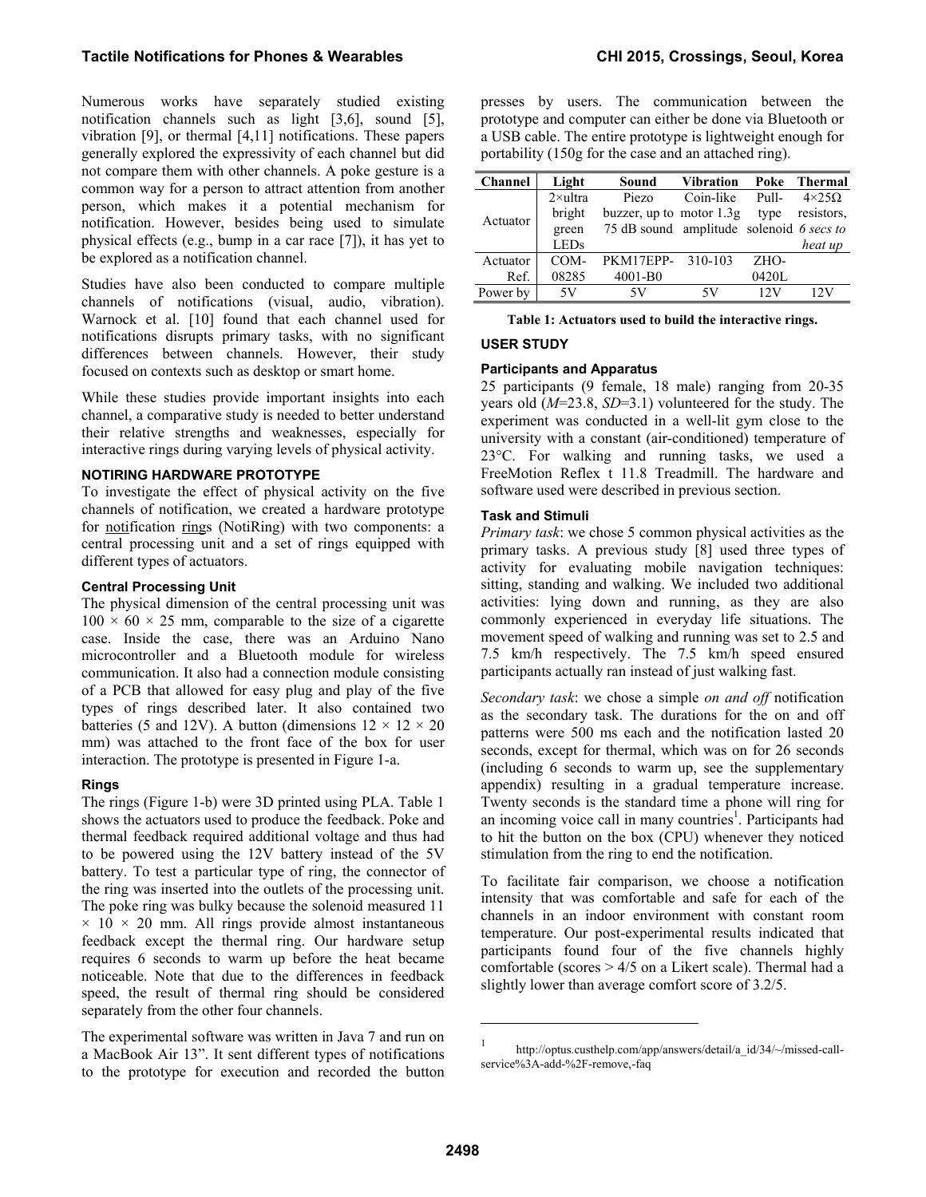Numerous works have separately studied existing notification channels such as light [3,6], sound [5], vibration [9], or thermal [4,11] notifications. These papers generally explored the expressivity of each channel but did not compare them with other channels. A poke gesture is a common way for a person to attract attention from another person, which makes it a potential mechanism for notification. However, besides being used to simulate physical effects (e.g., bump in a car race [7]), it has yet to be explored as a notification channel.

Studies have also been conducted to compare multiple channels of notifications (visual, audio, vibration). Warnock et al. [10] found that each channel used for notifications disrupts primary tasks, with no significant differences between channels. However, their study focused on contexts such as desktop or smart home.

While these studies provide important insights into each channel, a comparative study is needed to better understand their relative strengths and weaknesses, especially for interactive rings during varying levels of physical activity.

## NOTIRING HARDWARE PROTOTYPE

To investigate the effect of physical activity on the five channels of notification, we created a hardware prototype for notification rings (NotiRing) with two components: a central processing unit and a set of rings equipped with different types of actuators.

### Central Processing Unit

The physical dimension of the central processing unit was $100 \times 60 \times 25$ mm, comparable to the size of a cigarette case. Inside the case, there was an Arduino Nano microcontroller and a Bluetooth module for wireless communication. It also had a connection module consisting of a PCB that allowed for easy plug and play of the five types of rings described later. It also contained two batteries (5 and 12V). A button (dimensions $12 \times 12 \times 20$ mm) was attached to the front face of the box for user interaction. The prototype is presented in Figure 1-a.

### Rings

The rings (Figure 1-b) were 3D printed using PLA. Table 1 shows the actuators used to produce the feedback. Poke and thermal feedback required additional voltage and thus had to be powered using the 12V battery instead of the 5V battery. To test a particular type of ring, the connector of the ring was inserted into the outlets of the processing unit. The poke ring was bulky because the solenoid measured $11 \times 10 \times 20$ mm. All rings provide almost instantaneous feedback except the thermal ring. Our hardware setup requires 6 seconds to warm up before the heat became noticeable. Note that due to the differences in feedback speed, the result of thermal ring should be considered separately from the other four channels.

The experimental software was written in Java 7 and run on a MacBook Air 13". It sent different types of notifications to the prototype for execution and recorded the button presses by users. The communication between the prototype and computer can either be done via Bluetooth or a USB cable. The entire prototype is lightweight enough for portability (150g for the case and an attached ring).

| Channel | Light | Sound | Vibration | Poke | Thermal |
|---|---|---|---|---|---|
| Actuator | 2×ultra bright green LEDs | Piezo buzzer, up to 75 dB sound | Coin-like motor 1.3g amplitude | Pull-type solenoid | 4×25Ω resistors, *6 secs to heat up* |
| Actuator Ref. | COM-08285 | PKM17EPP-4001-B0 | 310-103 | ZHO-0420L | |
| Power by | 5V | 5V | 5V | 12V | 12V |

**Table 1: Actuators used to build the interactive rings.**

## USER STUDY

### Participants and Apparatus

25 participants (9 female, 18 male) ranging from 20-35 years old (*M*=23.8, *SD*=3.1) volunteered for the study. The experiment was conducted in a well-lit gym close to the university with a constant (air-conditioned) temperature of 23°C. For walking and running tasks, we used a FreeMotion Reflex t 11.8 Treadmill. The hardware and software used were described in previous section.

### Task and Stimuli

*Primary task*: we chose 5 common physical activities as the primary tasks. A previous study [8] used three types of activity for evaluating mobile navigation techniques: sitting, standing and walking. We included two additional activities: lying down and running, as they are also commonly experienced in everyday life situations. The movement speed of walking and running was set to 2.5 and 7.5 km/h respectively. The 7.5 km/h speed ensured participants actually ran instead of just walking fast.

*Secondary task*: we chose a simple *on and off* notification as the secondary task. The durations for the on and off patterns were 500 ms each and the notification lasted 20 seconds, except for thermal, which was on for 26 seconds (including 6 seconds to warm up, see the supplementary appendix) resulting in a gradual temperature increase. Twenty seconds is the standard time a phone will ring for an incoming voice call in many countries[1]. Participants had to hit the button on the box (CPU) whenever they noticed stimulation from the ring to end the notification.

To facilitate fair comparison, we choose a notification intensity that was comfortable and safe for each of the channels in an indoor environment with constant room temperature. Our post-experimental results indicated that participants found four of the five channels highly comfortable (scores > 4/5 on a Likert scale). Thermal had a slightly lower than average comfort score of 3.2/5.

[1] http://optus.custhelp.com/app/answers/detail/a_id/34/~/missed-call-service%3A-add-%2F-remove,-faq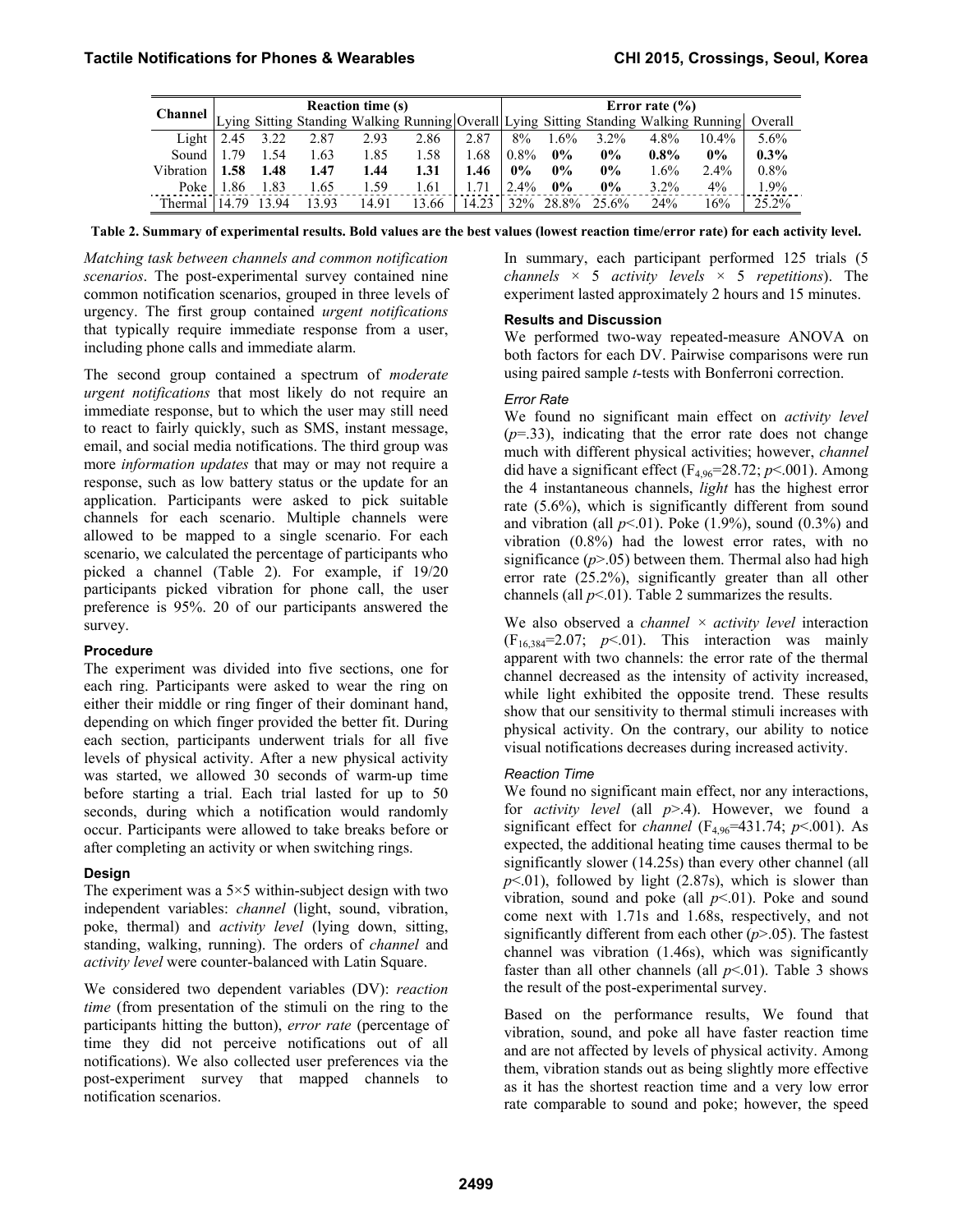| Channel | Reaction time (s) | | | | | | Error rate (%) | | | | | |
|---|---|---|---|---|---|---|---|---|---|---|---|---|
| | Lying | Sitting | Standing | Walking | Running | Overall | Lying | Sitting | Standing | Walking | Running | Overall |
| Light | 2.45 | 3.22 | 2.87 | 2.93 | 2.86 | 2.87 | 8% | 1.6% | 3.2% | 4.8% | 10.4% | 5.6% |
| Sound | 1.79 | 1.54 | 1.63 | 1.85 | 1.58 | 1.68 | 0.8% | **0%** | **0%** | **0.8%** | **0%** | **0.3%** |
| Vibration | **1.58** | **1.48** | **1.47** | **1.44** | **1.31** | **1.46** | **0%** | **0%** | **0%** | 1.6% | 2.4% | 0.8% |
| Poke | 1.86 | 1.83 | 1.65 | 1.59 | 1.61 | 1.71 | 2.4% | **0%** | **0%** | 3.2% | 4% | 1.9% |
| Thermal | 14.79 | 13.94 | 13.93 | 14.91 | 13.66 | 14.23 | 32% | 28.8% | 25.6% | 24% | 16% | 25.2% |

**Table 2. Summary of experimental results. Bold values are the best values (lowest reaction time/error rate) for each activity level.**

*Matching task between channels and common notification scenarios*. The post-experimental survey contained nine common notification scenarios, grouped in three levels of urgency. The first group contained *urgent notifications* that typically require immediate response from a user, including phone calls and immediate alarm.

The second group contained a spectrum of *moderate urgent notifications* that most likely do not require an immediate response, but to which the user may still need to react to fairly quickly, such as SMS, instant message, email, and social media notifications. The third group was more *information updates* that may or may not require a response, such as low battery status or the update for an application. Participants were asked to pick suitable channels for each scenario. Multiple channels were allowed to be mapped to a single scenario. For each scenario, we calculated the percentage of participants who picked a channel (Table 2). For example, if 19/20 participants picked vibration for phone call, the user preference is 95%. 20 of our participants answered the survey.

### Procedure

The experiment was divided into five sections, one for each ring. Participants were asked to wear the ring on either their middle or ring finger of their dominant hand, depending on which finger provided the better fit. During each section, participants underwent trials for all five levels of physical activity. After a new physical activity was started, we allowed 30 seconds of warm-up time before starting a trial. Each trial lasted for up to 50 seconds, during which a notification would randomly occur. Participants were allowed to take breaks before or after completing an activity or when switching rings.

### Design

The experiment was a 5×5 within-subject design with two independent variables: *channel* (light, sound, vibration, poke, thermal) and *activity level* (lying down, sitting, standing, walking, running). The orders of *channel* and *activity level* were counter-balanced with Latin Square.

We considered two dependent variables (DV): *reaction time* (from presentation of the stimuli on the ring to the participants hitting the button), *error rate* (percentage of time they did not perceive notifications out of all notifications). We also collected user preferences via the post-experiment survey that mapped channels to notification scenarios.

In summary, each participant performed 125 trials (5 *channels* × 5 *activity levels* × 5 *repetitions*). The experiment lasted approximately 2 hours and 15 minutes.

### Results and Discussion

We performed two-way repeated-measure ANOVA on both factors for each DV. Pairwise comparisons were run using paired sample *t*-tests with Bonferroni correction.

#### *Error Rate*

We found no significant main effect on *activity level* ($p$=.33), indicating that the error rate does not change much with different physical activities; however, *channel* did have a significant effect ($F_{4,96}$=28.72; $p$<.001). Among the 4 instantaneous channels, *light* has the highest error rate (5.6%), which is significantly different from sound and vibration (all $p$<.01). Poke (1.9%), sound (0.3%) and vibration (0.8%) had the lowest error rates, with no significance ($p$>.05) between them. Thermal also had high error rate (25.2%), significantly greater than all other channels (all $p$<.01). Table 2 summarizes the results.

We also observed a *channel* × *activity level* interaction ($F_{16,384}$=2.07; $p$<.01). This interaction was mainly apparent with two channels: the error rate of the thermal channel decreased as the intensity of activity increased, while light exhibited the opposite trend. These results show that our sensitivity to thermal stimuli increases with physical activity. On the contrary, our ability to notice visual notifications decreases during increased activity.

#### *Reaction Time*

We found no significant main effect, nor any interactions, for *activity level* (all $p$>.4). However, we found a significant effect for *channel* ($F_{4,96}$=431.74; $p$<.001). As expected, the additional heating time causes thermal to be significantly slower (14.25s) than every other channel (all $p$<.01), followed by light (2.87s), which is slower than vibration, sound and poke (all $p$<.01). Poke and sound come next with 1.71s and 1.68s, respectively, and not significantly different from each other ($p$>.05). The fastest channel was vibration (1.46s), which was significantly faster than all other channels (all $p$<.01). Table 3 shows the result of the post-experimental survey.

Based on the performance results, We found that vibration, sound, and poke all have faster reaction time and are not affected by levels of physical activity. Among them, vibration stands out as being slightly more effective as it has the shortest reaction time and a very low error rate comparable to sound and poke; however, the speed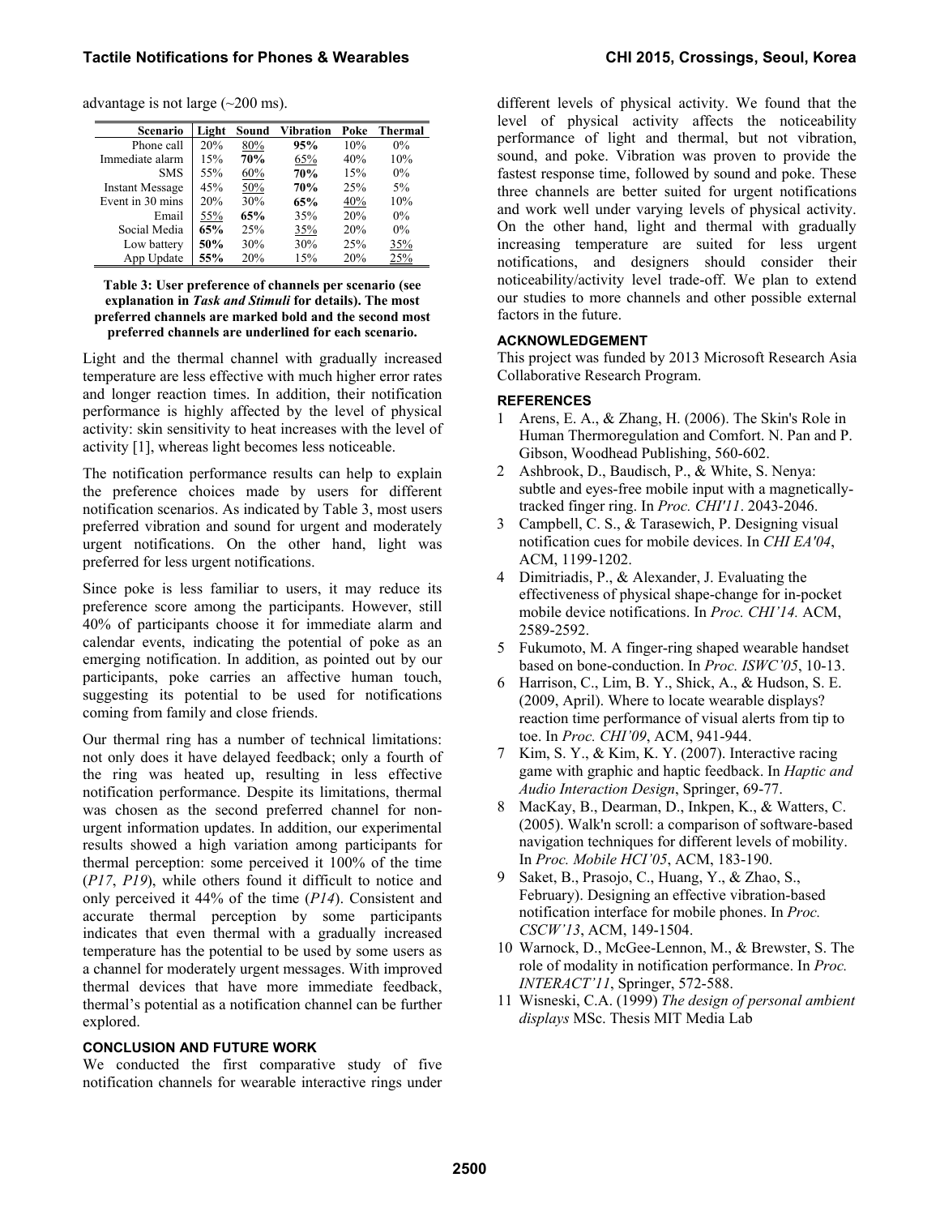advantage is not large (~200 ms).

| Scenario | Light | Sound | Vibration | Poke | Thermal |
|---|---|---|---|---|---|
| Phone call | 20% | 80% | **95%** | 10% | 0% |
| Immediate alarm | 15% | **70%** | 65% | 40% | 10% |
| SMS | 55% | 60% | **70%** | 15% | 0% |
| Instant Message | 45% | 50% | **70%** | 25% | 5% |
| Event in 30 mins | 20% | 30% | **65%** | 40% | 10% |
| Email | 55% | **65%** | 35% | 20% | 0% |
| Social Media | **65%** | 25% | 35% | 20% | 0% |
| Low battery | **50%** | 30% | 30% | 25% | 35% |
| App Update | **55%** | 20% | 15% | 20% | 25% |

**Table 3: User preference of channels per scenario (see explanation in *Task and Stimuli* for details). The most preferred channels are marked bold and the second most preferred channels are underlined for each scenario.**

Light and the thermal channel with gradually increased temperature are less effective with much higher error rates and longer reaction times. In addition, their notification performance is highly affected by the level of physical activity: skin sensitivity to heat increases with the level of activity [1], whereas light becomes less noticeable.

The notification performance results can help to explain the preference choices made by users for different notification scenarios. As indicated by Table 3, most users preferred vibration and sound for urgent and moderately urgent notifications. On the other hand, light was preferred for less urgent notifications.

Since poke is less familiar to users, it may reduce its preference score among the participants. However, still 40% of participants choose it for immediate alarm and calendar events, indicating the potential of poke as an emerging notification. In addition, as pointed out by our participants, poke carries an affective human touch, suggesting its potential to be used for notifications coming from family and close friends.

Our thermal ring has a number of technical limitations: not only does it have delayed feedback; only a fourth of the ring was heated up, resulting in less effective notification performance. Despite its limitations, thermal was chosen as the second preferred channel for non-urgent information updates. In addition, our experimental results showed a high variation among participants for thermal perception: some perceived it 100% of the time (*P17*, *P19*), while others found it difficult to notice and only perceived it 44% of the time (*P14*). Consistent and accurate thermal perception by some participants indicates that even thermal with a gradually increased temperature has the potential to be used by some users as a channel for moderately urgent messages. With improved thermal devices that have more immediate feedback, thermal's potential as a notification channel can be further explored.

## CONCLUSION AND FUTURE WORK

We conducted the first comparative study of five notification channels for wearable interactive rings under different levels of physical activity. We found that the level of physical activity affects the noticeability performance of light and thermal, but not vibration, sound, and poke. Vibration was proven to provide the fastest response time, followed by sound and poke. These three channels are better suited for urgent notifications and work well under varying levels of physical activity. On the other hand, light and thermal with gradually increasing temperature are suited for less urgent notifications, and designers should consider their noticeability/activity level trade-off. We plan to extend our studies to more channels and other possible external factors in the future.

## ACKNOWLEDGEMENT

This project was funded by 2013 Microsoft Research Asia Collaborative Research Program.

## REFERENCES

1. Arens, E. A., & Zhang, H. (2006). The Skin's Role in Human Thermoregulation and Comfort. N. Pan and P. Gibson, Woodhead Publishing, 560-602.
2. Ashbrook, D., Baudisch, P., & White, S. Nenya: subtle and eyes-free mobile input with a magnetically-tracked finger ring. In *Proc. CHI'11*. 2043-2046.
3. Campbell, C. S., & Tarasewich, P. Designing visual notification cues for mobile devices. In *CHI EA'04*, ACM, 1199-1202.
4. Dimitriadis, P., & Alexander, J. Evaluating the effectiveness of physical shape-change for in-pocket mobile device notifications. In *Proc. CHI'14.* ACM, 2589-2592.
5. Fukumoto, M. A finger-ring shaped wearable handset based on bone-conduction. In *Proc. ISWC'05*, 10-13.
6. Harrison, C., Lim, B. Y., Shick, A., & Hudson, S. E. (2009, April). Where to locate wearable displays? reaction time performance of visual alerts from tip to toe. In *Proc. CHI'09*, ACM, 941-944.
7. Kim, S. Y., & Kim, K. Y. (2007). Interactive racing game with graphic and haptic feedback. In *Haptic and Audio Interaction Design*, Springer, 69-77.
8. MacKay, B., Dearman, D., Inkpen, K., & Watters, C. (2005). Walk'n scroll: a comparison of software-based navigation techniques for different levels of mobility. In *Proc. Mobile HCI'05*, ACM, 183-190.
9. Saket, B., Prasojo, C., Huang, Y., & Zhao, S., February). Designing an effective vibration-based notification interface for mobile phones. In *Proc. CSCW'13*, ACM, 149-1504.
10. Warnock, D., McGee-Lennon, M., & Brewster, S. The role of modality in notification performance. In *Proc. INTERACT'11*, Springer, 572-588.
11. Wisneski, C.A. (1999) *The design of personal ambient displays* MSc. Thesis MIT Media Lab